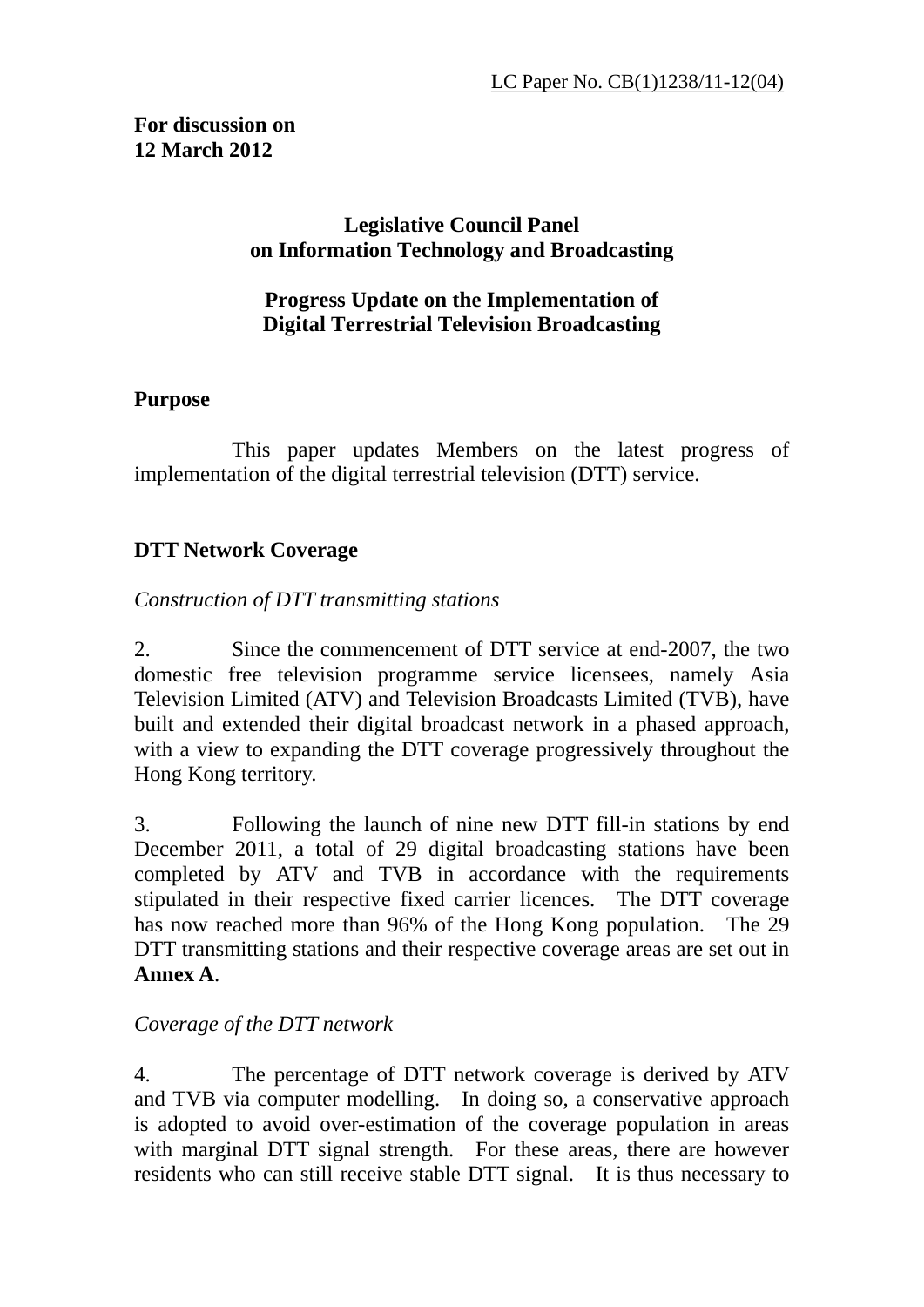LC Paper No. CB(1)1238/11-12(04)

**For discussion on**
**12 March 2012**

**Legislative Council Panel**
**on Information Technology and Broadcasting**

**Progress Update on the Implementation of**
**Digital Terrestrial Television Broadcasting**

## Purpose

This paper updates Members on the latest progress of implementation of the digital terrestrial television (DTT) service.

## DTT Network Coverage

*Construction of DTT transmitting stations*

2. Since the commencement of DTT service at end-2007, the two domestic free television programme service licensees, namely Asia Television Limited (ATV) and Television Broadcasts Limited (TVB), have built and extended their digital broadcast network in a phased approach, with a view to expanding the DTT coverage progressively throughout the Hong Kong territory.

3. Following the launch of nine new DTT fill-in stations by end December 2011, a total of 29 digital broadcasting stations have been completed by ATV and TVB in accordance with the requirements stipulated in their respective fixed carrier licences. The DTT coverage has now reached more than 96% of the Hong Kong population. The 29 DTT transmitting stations and their respective coverage areas are set out in **Annex A**.

*Coverage of the DTT network*

4. The percentage of DTT network coverage is derived by ATV and TVB via computer modelling. In doing so, a conservative approach is adopted to avoid over-estimation of the coverage population in areas with marginal DTT signal strength. For these areas, there are however residents who can still receive stable DTT signal. It is thus necessary to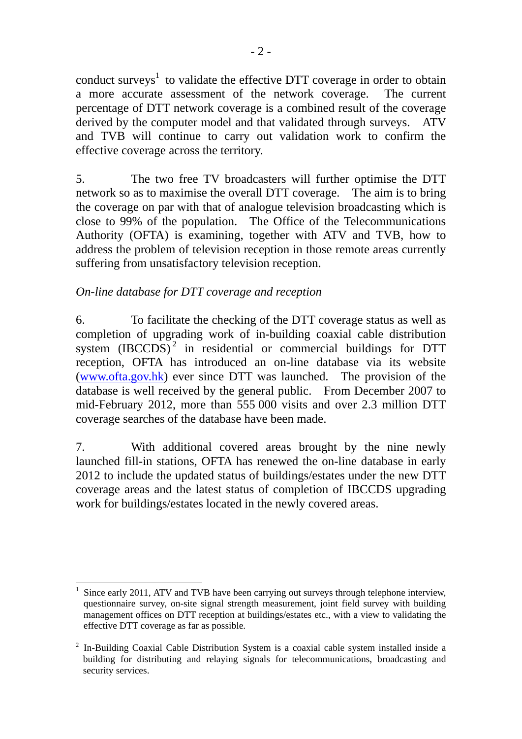conduct surveys[1] to validate the effective DTT coverage in order to obtain a more accurate assessment of the network coverage. The current percentage of DTT network coverage is a combined result of the coverage derived by the computer model and that validated through surveys. ATV and TVB will continue to carry out validation work to confirm the effective coverage across the territory.

5. The two free TV broadcasters will further optimise the DTT network so as to maximise the overall DTT coverage. The aim is to bring the coverage on par with that of analogue television broadcasting which is close to 99% of the population. The Office of the Telecommunications Authority (OFTA) is examining, together with ATV and TVB, how to address the problem of television reception in those remote areas currently suffering from unsatisfactory television reception.

*On-line database for DTT coverage and reception*

6. To facilitate the checking of the DTT coverage status as well as completion of upgrading work of in-building coaxial cable distribution system (IBCCDS)[2] in residential or commercial buildings for DTT reception, OFTA has introduced an on-line database via its website ([www.ofta.gov.hk](www.ofta.gov.hk)) ever since DTT was launched. The provision of the database is well received by the general public. From December 2007 to mid-February 2012, more than 555 000 visits and over 2.3 million DTT coverage searches of the database have been made.

7. With additional covered areas brought by the nine newly launched fill-in stations, OFTA has renewed the on-line database in early 2012 to include the updated status of buildings/estates under the new DTT coverage areas and the latest status of completion of IBCCDS upgrading work for buildings/estates located in the newly covered areas.

---

[1] Since early 2011, ATV and TVB have been carrying out surveys through telephone interview, questionnaire survey, on-site signal strength measurement, joint field survey with building management offices on DTT reception at buildings/estates etc., with a view to validating the effective DTT coverage as far as possible.

[2] In-Building Coaxial Cable Distribution System is a coaxial cable system installed inside a building for distributing and relaying signals for telecommunications, broadcasting and security services.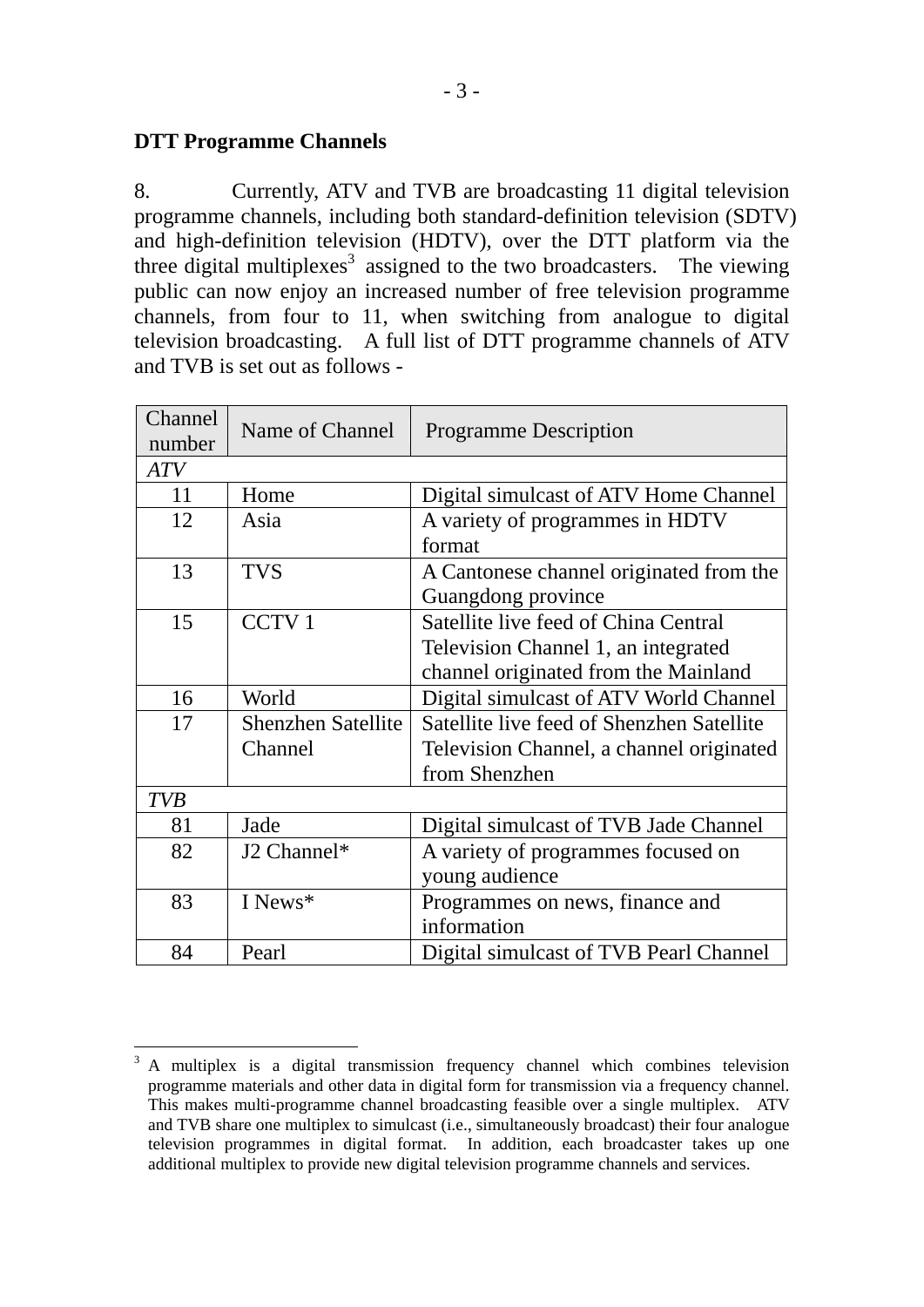**DTT Programme Channels**

8. Currently, ATV and TVB are broadcasting 11 digital television programme channels, including both standard-definition television (SDTV) and high-definition television (HDTV), over the DTT platform via the three digital multiplexes[3] assigned to the two broadcasters. The viewing public can now enjoy an increased number of free television programme channels, from four to 11, when switching from analogue to digital television broadcasting. A full list of DTT programme channels of ATV and TVB is set out as follows -

| Channel number | Name of Channel | Programme Description |
|---|---|---|
| *ATV* | | |
| 11 | Home | Digital simulcast of ATV Home Channel |
| 12 | Asia | A variety of programmes in HDTV format |
| 13 | TVS | A Cantonese channel originated from the Guangdong province |
| 15 | CCTV 1 | Satellite live feed of China Central Television Channel 1, an integrated channel originated from the Mainland |
| 16 | World | Digital simulcast of ATV World Channel |
| 17 | Shenzhen Satellite Channel | Satellite live feed of Shenzhen Satellite Television Channel, a channel originated from Shenzhen |
| *TVB* | | |
| 81 | Jade | Digital simulcast of TVB Jade Channel |
| 82 | J2 Channel* | A variety of programmes focused on young audience |
| 83 | I News* | Programmes on news, finance and information |
| 84 | Pearl | Digital simulcast of TVB Pearl Channel |

[3] A multiplex is a digital transmission frequency channel which combines television programme materials and other data in digital form for transmission via a frequency channel. This makes multi-programme channel broadcasting feasible over a single multiplex. ATV and TVB share one multiplex to simulcast (i.e., simultaneously broadcast) their four analogue television programmes in digital format. In addition, each broadcaster takes up one additional multiplex to provide new digital television programme channels and services.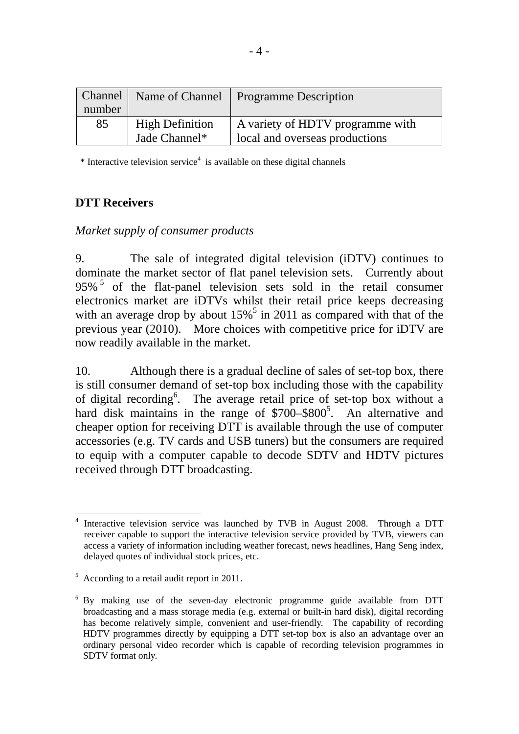| Channel number | Name of Channel | Programme Description |
|---|---|---|
| 85 | High Definition Jade Channel* | A variety of HDTV programme with local and overseas productions |

\* Interactive television service[4] is available on these digital channels

**DTT Receivers**

*Market supply of consumer products*

9. The sale of integrated digital television (iDTV) continues to dominate the market sector of flat panel television sets. Currently about 95%[5] of the flat-panel television sets sold in the retail consumer electronics market are iDTVs whilst their retail price keeps decreasing with an average drop by about 15%[5] in 2011 as compared with that of the previous year (2010). More choices with competitive price for iDTV are now readily available in the market.

10. Although there is a gradual decline of sales of set-top box, there is still consumer demand of set-top box including those with the capability of digital recording[6]. The average retail price of set-top box without a hard disk maintains in the range of $700–$800[5]. An alternative and cheaper option for receiving DTT is available through the use of computer accessories (e.g. TV cards and USB tuners) but the consumers are required to equip with a computer capable to decode SDTV and HDTV pictures received through DTT broadcasting.

---

[4] Interactive television service was launched by TVB in August 2008. Through a DTT receiver capable to support the interactive television service provided by TVB, viewers can access a variety of information including weather forecast, news headlines, Hang Seng index, delayed quotes of individual stock prices, etc.

[5] According to a retail audit report in 2011.

[6] By making use of the seven-day electronic programme guide available from DTT broadcasting and a mass storage media (e.g. external or built-in hard disk), digital recording has become relatively simple, convenient and user-friendly. The capability of recording HDTV programmes directly by equipping a DTT set-top box is also an advantage over an ordinary personal video recorder which is capable of recording television programmes in SDTV format only.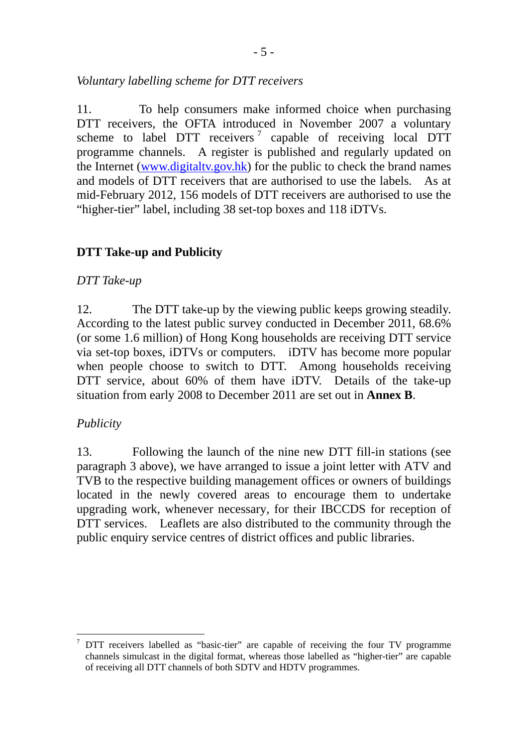*Voluntary labelling scheme for DTT receivers*

11. To help consumers make informed choice when purchasing DTT receivers, the OFTA introduced in November 2007 a voluntary scheme to label DTT receivers[7] capable of receiving local DTT programme channels. A register is published and regularly updated on the Internet (www.digitaltv.gov.hk) for the public to check the brand names and models of DTT receivers that are authorised to use the labels. As at mid-February 2012, 156 models of DTT receivers are authorised to use the "higher-tier" label, including 38 set-top boxes and 118 iDTVs.

**DTT Take-up and Publicity**

*DTT Take-up*

12. The DTT take-up by the viewing public keeps growing steadily. According to the latest public survey conducted in December 2011, 68.6% (or some 1.6 million) of Hong Kong households are receiving DTT service via set-top boxes, iDTVs or computers. iDTV has become more popular when people choose to switch to DTT. Among households receiving DTT service, about 60% of them have iDTV. Details of the take-up situation from early 2008 to December 2011 are set out in **Annex B**.

*Publicity*

13. Following the launch of the nine new DTT fill-in stations (see paragraph 3 above), we have arranged to issue a joint letter with ATV and TVB to the respective building management offices or owners of buildings located in the newly covered areas to encourage them to undertake upgrading work, whenever necessary, for their IBCCDS for reception of DTT services. Leaflets are also distributed to the community through the public enquiry service centres of district offices and public libraries.

---

[7] DTT receivers labelled as "basic-tier" are capable of receiving the four TV programme channels simulcast in the digital format, whereas those labelled as "higher-tier" are capable of receiving all DTT channels of both SDTV and HDTV programmes.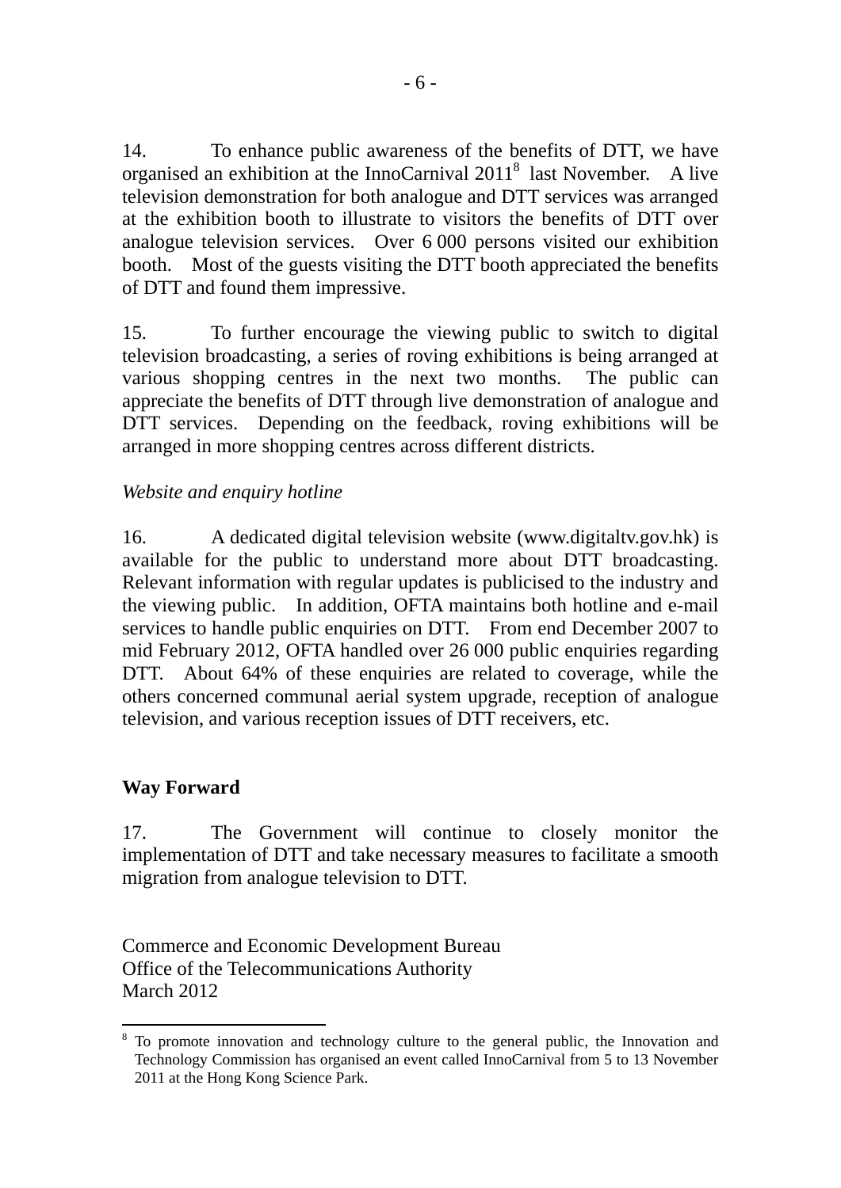14. To enhance public awareness of the benefits of DTT, we have organised an exhibition at the InnoCarnival 2011[8] last November. A live television demonstration for both analogue and DTT services was arranged at the exhibition booth to illustrate to visitors the benefits of DTT over analogue television services. Over 6 000 persons visited our exhibition booth. Most of the guests visiting the DTT booth appreciated the benefits of DTT and found them impressive.

15. To further encourage the viewing public to switch to digital television broadcasting, a series of roving exhibitions is being arranged at various shopping centres in the next two months. The public can appreciate the benefits of DTT through live demonstration of analogue and DTT services. Depending on the feedback, roving exhibitions will be arranged in more shopping centres across different districts.

*Website and enquiry hotline*

16. A dedicated digital television website (www.digitaltv.gov.hk) is available for the public to understand more about DTT broadcasting. Relevant information with regular updates is publicised to the industry and the viewing public. In addition, OFTA maintains both hotline and e-mail services to handle public enquiries on DTT. From end December 2007 to mid February 2012, OFTA handled over 26 000 public enquiries regarding DTT. About 64% of these enquiries are related to coverage, while the others concerned communal aerial system upgrade, reception of analogue television, and various reception issues of DTT receivers, etc.

## Way Forward

17. The Government will continue to closely monitor the implementation of DTT and take necessary measures to facilitate a smooth migration from analogue television to DTT.

Commerce and Economic Development Bureau
Office of the Telecommunications Authority
March 2012

---

[8] To promote innovation and technology culture to the general public, the Innovation and Technology Commission has organised an event called InnoCarnival from 5 to 13 November 2011 at the Hong Kong Science Park.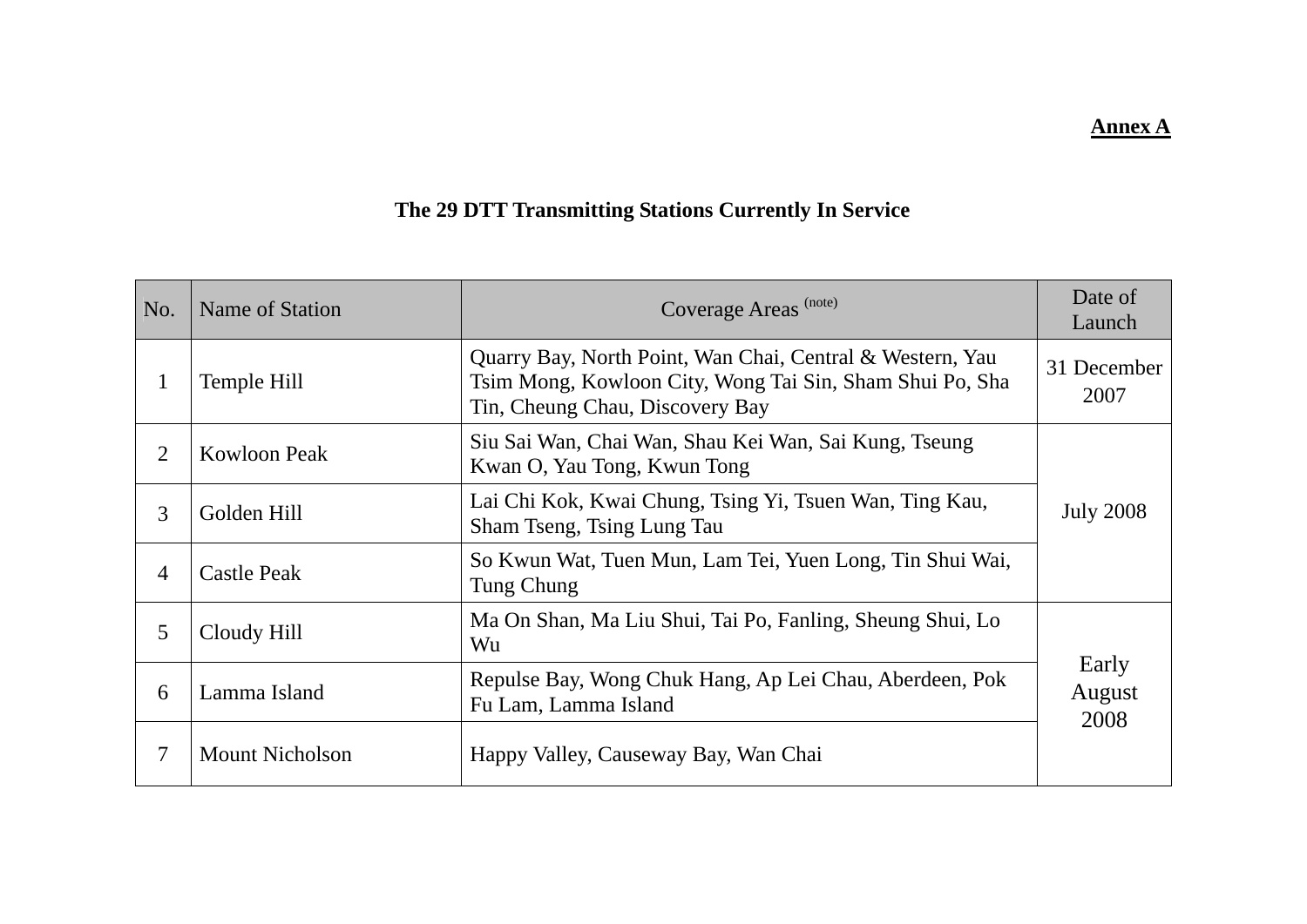**Annex A**

**The 29 DTT Transmitting Stations Currently In Service**

| No. | Name of Station | Coverage Areas (note) | Date of Launch |
|---|---|---|---|
| 1 | Temple Hill | Quarry Bay, North Point, Wan Chai, Central & Western, Yau Tsim Mong, Kowloon City, Wong Tai Sin, Sham Shui Po, Sha Tin, Cheung Chau, Discovery Bay | 31 December 2007 |
| 2 | Kowloon Peak | Siu Sai Wan, Chai Wan, Shau Kei Wan, Sai Kung, Tseung Kwan O, Yau Tong, Kwun Tong | July 2008 |
| 3 | Golden Hill | Lai Chi Kok, Kwai Chung, Tsing Yi, Tsuen Wan, Ting Kau, Sham Tseng, Tsing Lung Tau | |
| 4 | Castle Peak | So Kwun Wat, Tuen Mun, Lam Tei, Yuen Long, Tin Shui Wai, Tung Chung | |
| 5 | Cloudy Hill | Ma On Shan, Ma Liu Shui, Tai Po, Fanling, Sheung Shui, Lo Wu | Early August 2008 |
| 6 | Lamma Island | Repulse Bay, Wong Chuk Hang, Ap Lei Chau, Aberdeen, Pok Fu Lam, Lamma Island | |
| 7 | Mount Nicholson | Happy Valley, Causeway Bay, Wan Chai | |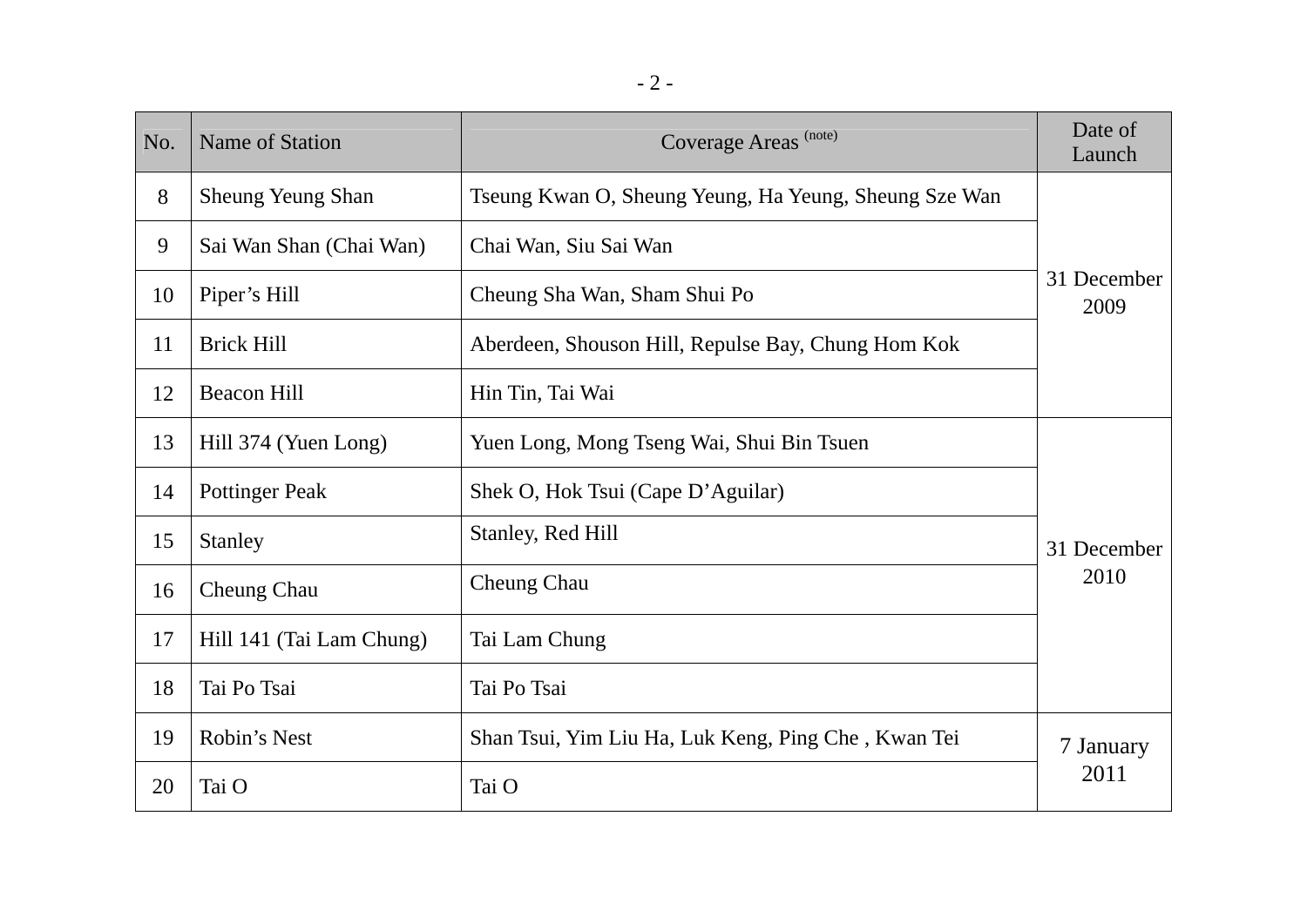| No. | Name of Station | Coverage Areas (note) | Date of Launch |
|---|---|---|---|
| 8 | Sheung Yeung Shan | Tseung Kwan O, Sheung Yeung, Ha Yeung, Sheung Sze Wan | 31 December 2009 |
| 9 | Sai Wan Shan (Chai Wan) | Chai Wan, Siu Sai Wan | |
| 10 | Piper’s Hill | Cheung Sha Wan, Sham Shui Po | |
| 11 | Brick Hill | Aberdeen, Shouson Hill, Repulse Bay, Chung Hom Kok | |
| 12 | Beacon Hill | Hin Tin, Tai Wai | |
| 13 | Hill 374 (Yuen Long) | Yuen Long, Mong Tseng Wai, Shui Bin Tsuen | 31 December 2010 |
| 14 | Pottinger Peak | Shek O, Hok Tsui (Cape D’Aguilar) | |
| 15 | Stanley | Stanley, Red Hill | |
| 16 | Cheung Chau | Cheung Chau | |
| 17 | Hill 141 (Tai Lam Chung) | Tai Lam Chung | |
| 18 | Tai Po Tsai | Tai Po Tsai | |
| 19 | Robin’s Nest | Shan Tsui, Yim Liu Ha, Luk Keng, Ping Che , Kwan Tei | 7 January 2011 |
| 20 | Tai O | Tai O | |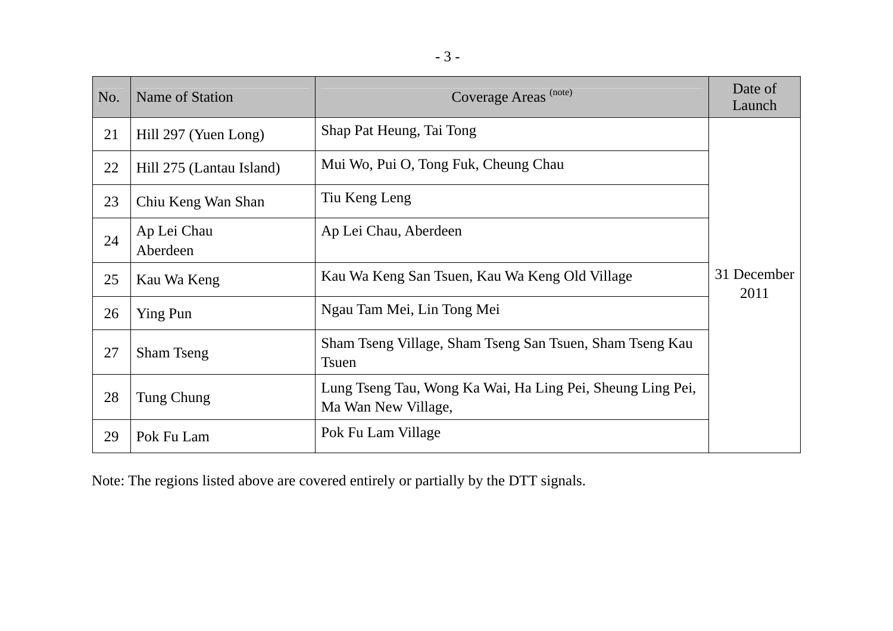| No. | Name of Station | Coverage Areas (note) | Date of Launch |
|---|---|---|---|
| 21 | Hill 297 (Yuen Long) | Shap Pat Heung, Tai Tong | 31 December 2011 |
| 22 | Hill 275 (Lantau Island) | Mui Wo, Pui O, Tong Fuk, Cheung Chau | |
| 23 | Chiu Keng Wan Shan | Tiu Keng Leng | |
| 24 | Ap Lei Chau Aberdeen | Ap Lei Chau, Aberdeen | |
| 25 | Kau Wa Keng | Kau Wa Keng San Tsuen, Kau Wa Keng Old Village | |
| 26 | Ying Pun | Ngau Tam Mei, Lin Tong Mei | |
| 27 | Sham Tseng | Sham Tseng Village, Sham Tseng San Tsuen, Sham Tseng Kau Tsuen | |
| 28 | Tung Chung | Lung Tseng Tau, Wong Ka Wai, Ha Ling Pei, Sheung Ling Pei, Ma Wan New Village, | |
| 29 | Pok Fu Lam | Pok Fu Lam Village | |

Note: The regions listed above are covered entirely or partially by the DTT signals.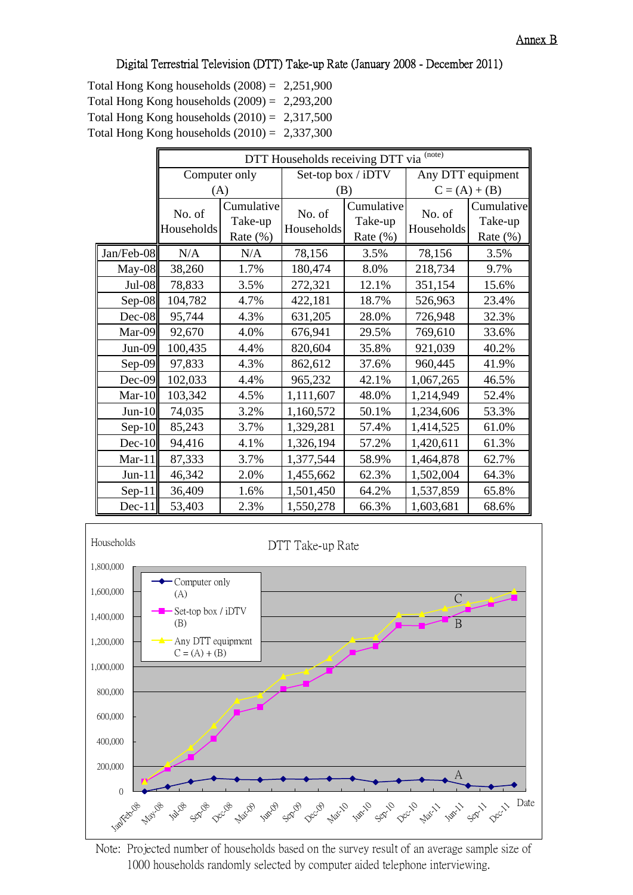Annex B

# Digital Terrestrial Television (DTT) Take-up Rate (January 2008 - December 2011)

Total Hong Kong households (2008) = 2,251,900
Total Hong Kong households (2009) = 2,293,200
Total Hong Kong households (2010) = 2,317,500
Total Hong Kong households (2010) = 2,337,300

| | DTT Households receiving DTT via (note) | | | | | |
|---|---|---|---|---|---|---|
| | Computer only (A) | | Set-top box / iDTV (B) | | Any DTT equipment C = (A) + (B) | |
| | No. of Households | Cumulative Take-up Rate (%) | No. of Households | Cumulative Take-up Rate (%) | No. of Households | Cumulative Take-up Rate (%) |
| Jan/Feb-08 | N/A | N/A | 78,156 | 3.5% | 78,156 | 3.5% |
| May-08 | 38,260 | 1.7% | 180,474 | 8.0% | 218,734 | 9.7% |
| Jul-08 | 78,833 | 3.5% | 272,321 | 12.1% | 351,154 | 15.6% |
| Sep-08 | 104,782 | 4.7% | 422,181 | 18.7% | 526,963 | 23.4% |
| Dec-08 | 95,744 | 4.3% | 631,205 | 28.0% | 726,948 | 32.3% |
| Mar-09 | 92,670 | 4.0% | 676,941 | 29.5% | 769,610 | 33.6% |
| Jun-09 | 100,435 | 4.4% | 820,604 | 35.8% | 921,039 | 40.2% |
| Sep-09 | 97,833 | 4.3% | 862,612 | 37.6% | 960,445 | 41.9% |
| Dec-09 | 102,033 | 4.4% | 965,232 | 42.1% | 1,067,265 | 46.5% |
| Mar-10 | 103,342 | 4.5% | 1,111,607 | 48.0% | 1,214,949 | 52.4% |
| Jun-10 | 74,035 | 3.2% | 1,160,572 | 50.1% | 1,234,606 | 53.3% |
| Sep-10 | 85,243 | 3.7% | 1,329,281 | 57.4% | 1,414,525 | 61.0% |
| Dec-10 | 94,416 | 4.1% | 1,326,194 | 57.2% | 1,420,611 | 61.3% |
| Mar-11 | 87,333 | 3.7% | 1,377,544 | 58.9% | 1,464,878 | 62.7% |
| Jun-11 | 46,342 | 2.0% | 1,455,662 | 62.3% | 1,502,004 | 64.3% |
| Sep-11 | 36,409 | 1.6% | 1,501,450 | 64.2% | 1,537,859 | 65.8% |
| Dec-11 | 53,403 | 2.3% | 1,550,278 | 66.3% | 1,603,681 | 68.6% |

DTT Take-up Rate

Households

1,800,000
1,600,000
1,400,000
1,200,000
1,000,000
800,000
600,000
400,000
200,000
0

Computer only (A)
Set-top box / iDTV (B)
Any DTT equipment C = (A) + (B)

C
B
A

Jan/Feb-08 May-08 Jul-08 Sep-08 Dec-08 Mar-09 Jun-09 Sep-09 Dec-09 Mar-10 Jun-10 Sep-10 Dec-10 Mar-11 Jun-11 Sep-11 Dec-11

Date

Note: Projected number of households based on the survey result of an average sample size of 1000 households randomly selected by computer aided telephone interviewing.